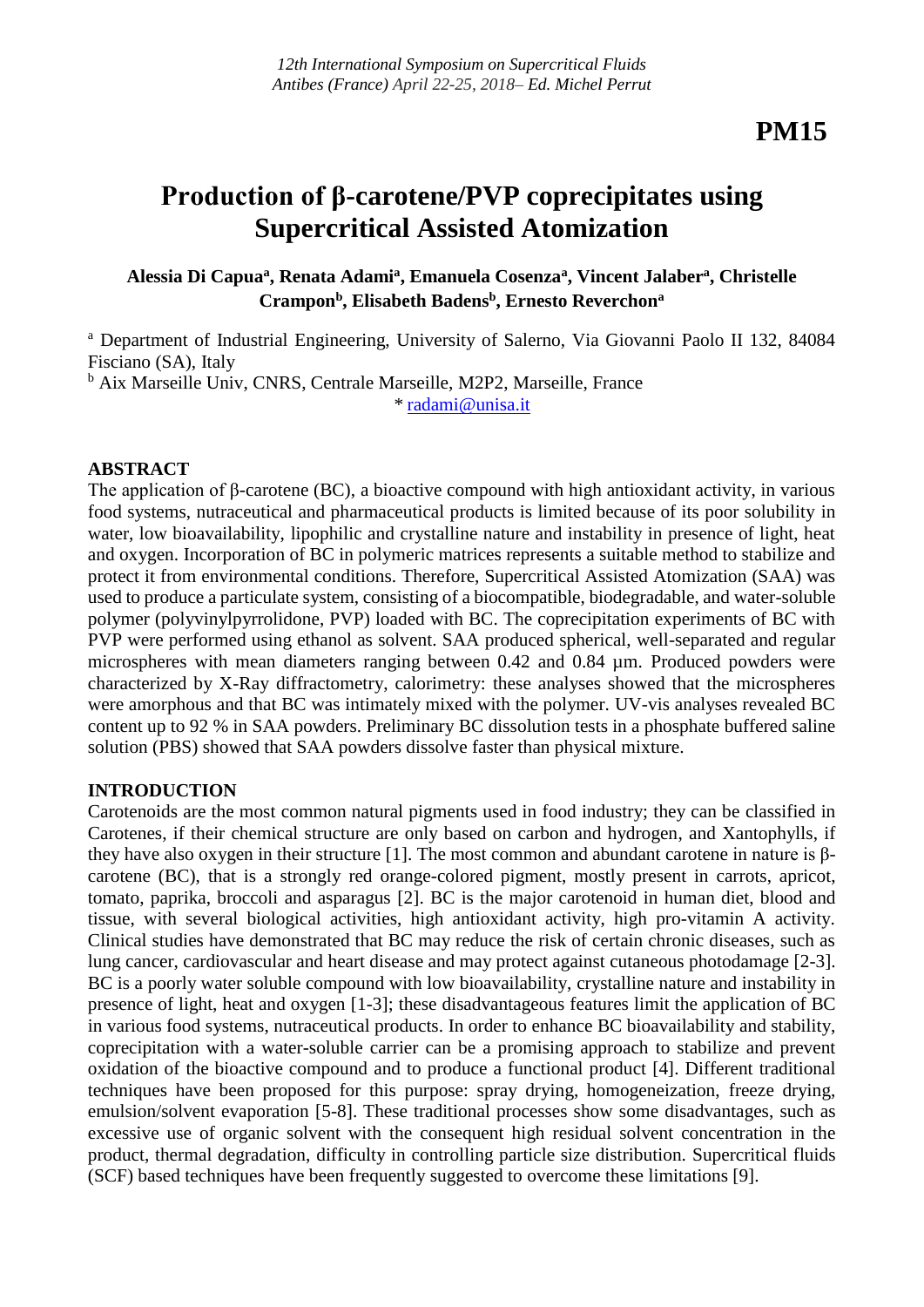# PM15

# Production of β-carotene/PVP coprecipitates using Supercritical Assisted Atomization

**Alessia Di Capua[a], Renata Adami[a], Emanuela Cosenza[a], Vincent Jalaber[a], Christelle Crampon[b], Elisabeth Badens[b], Ernesto Reverchon[a]**

[a] Department of Industrial Engineering, University of Salerno, Via Giovanni Paolo II 132, 84084 Fisciano (SA), Italy

[b] Aix Marseille Univ, CNRS, Centrale Marseille, M2P2, Marseille, France

\* radami@unisa.it

## ABSTRACT

The application of β-carotene (BC), a bioactive compound with high antioxidant activity, in various food systems, nutraceutical and pharmaceutical products is limited because of its poor solubility in water, low bioavailability, lipophilic and crystalline nature and instability in presence of light, heat and oxygen. Incorporation of BC in polymeric matrices represents a suitable method to stabilize and protect it from environmental conditions. Therefore, Supercritical Assisted Atomization (SAA) was used to produce a particulate system, consisting of a biocompatible, biodegradable, and water-soluble polymer (polyvinylpyrrolidone, PVP) loaded with BC. The coprecipitation experiments of BC with PVP were performed using ethanol as solvent. SAA produced spherical, well-separated and regular microspheres with mean diameters ranging between 0.42 and 0.84 µm. Produced powders were characterized by X-Ray diffractometry, calorimetry: these analyses showed that the microspheres were amorphous and that BC was intimately mixed with the polymer. UV-vis analyses revealed BC content up to 92 % in SAA powders. Preliminary BC dissolution tests in a phosphate buffered saline solution (PBS) showed that SAA powders dissolve faster than physical mixture.

## INTRODUCTION

Carotenoids are the most common natural pigments used in food industry; they can be classified in Carotenes, if their chemical structure are only based on carbon and hydrogen, and Xantophylls, if they have also oxygen in their structure [1]. The most common and abundant carotene in nature is β-carotene (BC), that is a strongly red orange-colored pigment, mostly present in carrots, apricot, tomato, paprika, broccoli and asparagus [2]. BC is the major carotenoid in human diet, blood and tissue, with several biological activities, high antioxidant activity, high pro-vitamin A activity. Clinical studies have demonstrated that BC may reduce the risk of certain chronic diseases, such as lung cancer, cardiovascular and heart disease and may protect against cutaneous photodamage [2-3]. BC is a poorly water soluble compound with low bioavailability, crystalline nature and instability in presence of light, heat and oxygen [1-3]; these disadvantageous features limit the application of BC in various food systems, nutraceutical products. In order to enhance BC bioavailability and stability, coprecipitation with a water-soluble carrier can be a promising approach to stabilize and prevent oxidation of the bioactive compound and to produce a functional product [4]. Different traditional techniques have been proposed for this purpose: spray drying, homogeneization, freeze drying, emulsion/solvent evaporation [5-8]. These traditional processes show some disadvantages, such as excessive use of organic solvent with the consequent high residual solvent concentration in the product, thermal degradation, difficulty in controlling particle size distribution. Supercritical fluids (SCF) based techniques have been frequently suggested to overcome these limitations [9].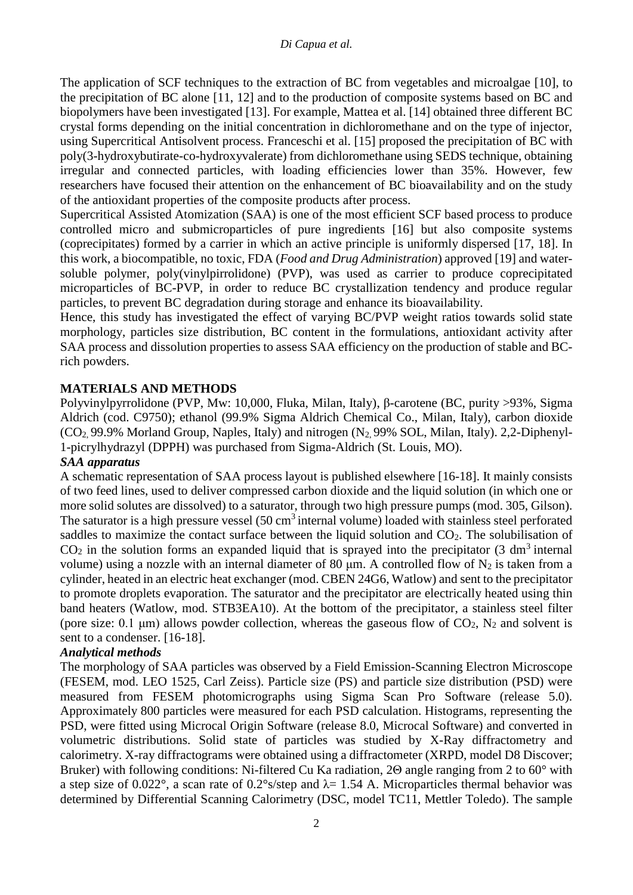The application of SCF techniques to the extraction of BC from vegetables and microalgae [10], to the precipitation of BC alone [11, 12] and to the production of composite systems based on BC and biopolymers have been investigated [13]. For example, Mattea et al. [14] obtained three different BC crystal forms depending on the initial concentration in dichloromethane and on the type of injector, using Supercritical Antisolvent process. Franceschi et al. [15] proposed the precipitation of BC with poly(3-hydroxybutirate-co-hydroxyvalerate) from dichloromethane using SEDS technique, obtaining irregular and connected particles, with loading efficiencies lower than 35%. However, few researchers have focused their attention on the enhancement of BC bioavailability and on the study of the antioxidant properties of the composite products after process.

Supercritical Assisted Atomization (SAA) is one of the most efficient SCF based process to produce controlled micro and submicroparticles of pure ingredients [16] but also composite systems (coprecipitates) formed by a carrier in which an active principle is uniformly dispersed [17, 18]. In this work, a biocompatible, no toxic, FDA (*Food and Drug Administration*) approved [19] and water-soluble polymer, poly(vinylpirrolidone) (PVP), was used as carrier to produce coprecipitated microparticles of BC-PVP, in order to reduce BC crystallization tendency and produce regular particles, to prevent BC degradation during storage and enhance its bioavailability.

Hence, this study has investigated the effect of varying BC/PVP weight ratios towards solid state morphology, particles size distribution, BC content in the formulations, antioxidant activity after SAA process and dissolution properties to assess SAA efficiency on the production of stable and BC-rich powders.

## MATERIALS AND METHODS

Polyvinylpyrrolidone (PVP, Mw: 10,000, Fluka, Milan, Italy), β-carotene (BC, purity >93%, Sigma Aldrich (cod. C9750); ethanol (99.9% Sigma Aldrich Chemical Co., Milan, Italy), carbon dioxide ($CO_2$, 99.9% Morland Group, Naples, Italy) and nitrogen ($N_2$, 99% SOL, Milan, Italy). 2,2-Diphenyl-1-picrylhydrazyl (DPPH) was purchased from Sigma-Aldrich (St. Louis, MO).

### *SAA apparatus*

A schematic representation of SAA process layout is published elsewhere [16-18]. It mainly consists of two feed lines, used to deliver compressed carbon dioxide and the liquid solution (in which one or more solid solutes are dissolved) to a saturator, through two high pressure pumps (mod. 305, Gilson). The saturator is a high pressure vessel (50 $cm^3$ internal volume) loaded with stainless steel perforated saddles to maximize the contact surface between the liquid solution and $CO_2$. The solubilisation of $CO_2$ in the solution forms an expanded liquid that is sprayed into the precipitator (3 $dm^3$ internal volume) using a nozzle with an internal diameter of 80 μm. A controlled flow of $N_2$ is taken from a cylinder, heated in an electric heat exchanger (mod. CBEN 24G6, Watlow) and sent to the precipitator to promote droplets evaporation. The saturator and the precipitator are electrically heated using thin band heaters (Watlow, mod. STB3EA10). At the bottom of the precipitator, a stainless steel filter (pore size: 0.1 μm) allows powder collection, whereas the gaseous flow of $CO_2$, $N_2$ and solvent is sent to a condenser. [16-18].

### *Analytical methods*

The morphology of SAA particles was observed by a Field Emission-Scanning Electron Microscope (FESEM, mod. LEO 1525, Carl Zeiss). Particle size (PS) and particle size distribution (PSD) were measured from FESEM photomicrographs using Sigma Scan Pro Software (release 5.0). Approximately 800 particles were measured for each PSD calculation. Histograms, representing the PSD, were fitted using Microcal Origin Software (release 8.0, Microcal Software) and converted in volumetric distributions. Solid state of particles was studied by X-Ray diffractometry and calorimetry. X-ray diffractograms were obtained using a diffractometer (XRPD, model D8 Discover; Bruker) with following conditions: Ni-filtered Cu Ka radiation, 2Θ angle ranging from 2 to 60° with a step size of 0.022°, a scan rate of 0.2°s/step and λ= 1.54 A. Microparticles thermal behavior was determined by Differential Scanning Calorimetry (DSC, model TC11, Mettler Toledo). The sample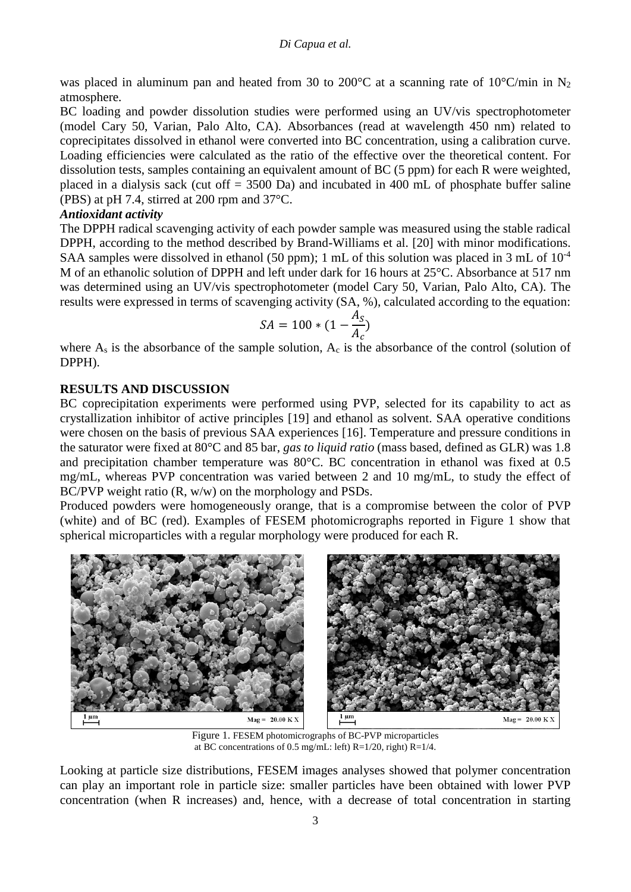was placed in aluminum pan and heated from 30 to 200°C at a scanning rate of 10°C/min in $N_2$ atmosphere.

BC loading and powder dissolution studies were performed using an UV/vis spectrophotometer (model Cary 50, Varian, Palo Alto, CA). Absorbances (read at wavelength 450 nm) related to coprecipitates dissolved in ethanol were converted into BC concentration, using a calibration curve. Loading efficiencies were calculated as the ratio of the effective over the theoretical content. For dissolution tests, samples containing an equivalent amount of BC (5 ppm) for each R were weighted, placed in a dialysis sack (cut off = 3500 Da) and incubated in 400 mL of phosphate buffer saline (PBS) at pH 7.4, stirred at 200 rpm and 37°C.

***Antioxidant activity***

The DPPH radical scavenging activity of each powder sample was measured using the stable radical DPPH, according to the method described by Brand-Williams et al. [20] with minor modifications. SAA samples were dissolved in ethanol (50 ppm); 1 mL of this solution was placed in 3 mL of $10^{-4}$ M of an ethanolic solution of DPPH and left under dark for 16 hours at 25°C. Absorbance at 517 nm was determined using an UV/vis spectrophotometer (model Cary 50, Varian, Palo Alto, CA). The results were expressed in terms of scavenging activity (SA, %), calculated according to the equation:

$$SA = 100 * (1 - \frac{A_S}{A_c})$$

where $A_s$ is the absorbance of the sample solution, $A_c$ is the absorbance of the control (solution of DPPH).

## RESULTS AND DISCUSSION

BC coprecipitation experiments were performed using PVP, selected for its capability to act as crystallization inhibitor of active principles [19] and ethanol as solvent. SAA operative conditions were chosen on the basis of previous SAA experiences [16]. Temperature and pressure conditions in the saturator were fixed at 80°C and 85 bar, *gas to liquid ratio* (mass based, defined as GLR) was 1.8 and precipitation chamber temperature was 80°C. BC concentration in ethanol was fixed at 0.5 mg/mL, whereas PVP concentration was varied between 2 and 10 mg/mL, to study the effect of BC/PVP weight ratio (R, w/w) on the morphology and PSDs.

Produced powders were homogeneously orange, that is a compromise between the color of PVP (white) and of BC (red). Examples of FESEM photomicrographs reported in Figure 1 show that spherical microparticles with a regular morphology were produced for each R.

Figure 1. FESEM photomicrographs of BC-PVP microparticles at BC concentrations of 0.5 mg/mL: left) R=1/20, right) R=1/4.

Looking at particle size distributions, FESEM images analyses showed that polymer concentration can play an important role in particle size: smaller particles have been obtained with lower PVP concentration (when R increases) and, hence, with a decrease of total concentration in starting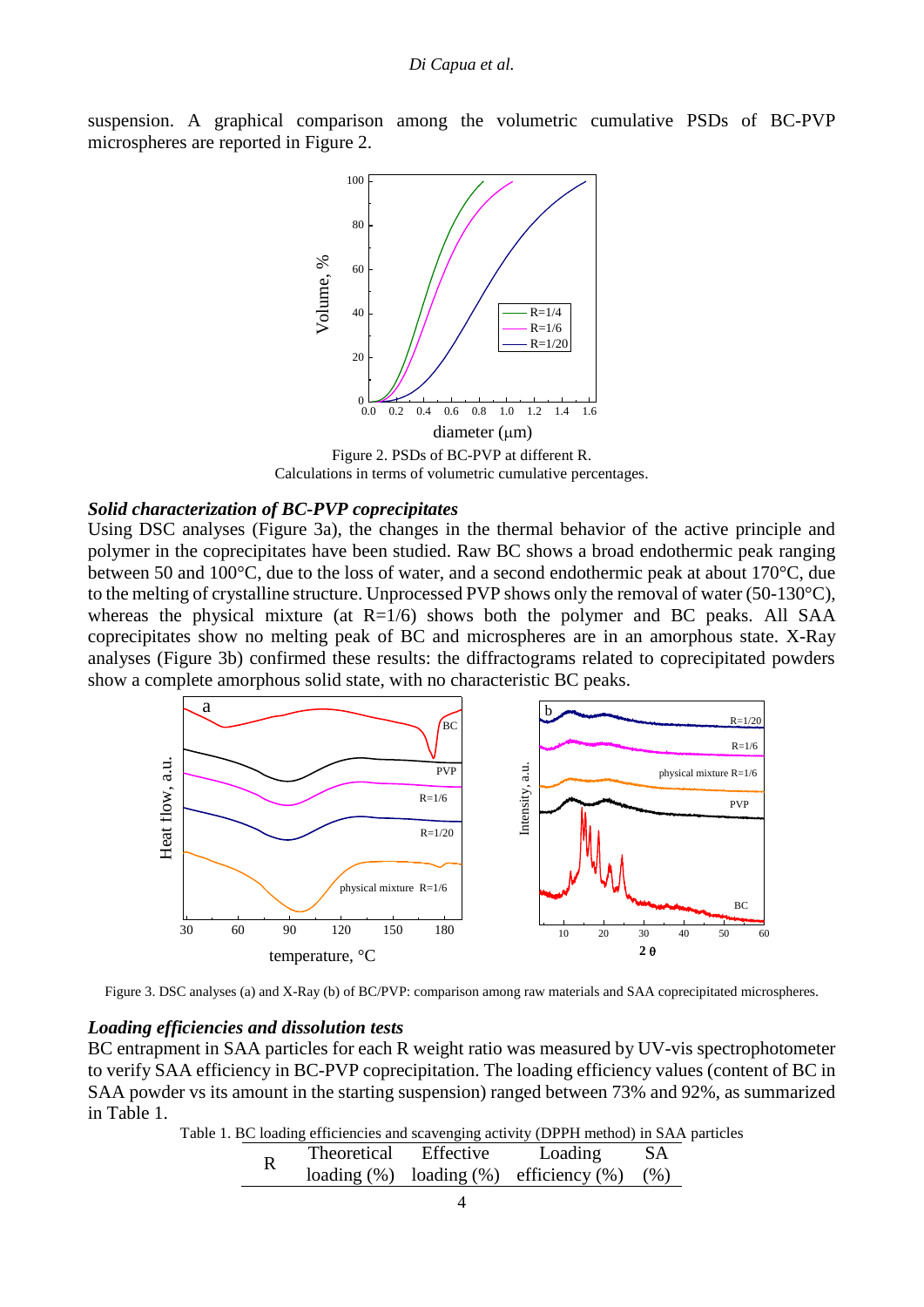suspension. A graphical comparison among the volumetric cumulative PSDs of BC-PVP microspheres are reported in Figure 2.

Figure 2. PSDs of BC-PVP at different R.
Calculations in terms of volumetric cumulative percentages.

### *Solid characterization of BC-PVP coprecipitates*

Using DSC analyses (Figure 3a), the changes in the thermal behavior of the active principle and polymer in the coprecipitates have been studied. Raw BC shows a broad endothermic peak ranging between 50 and 100°C, due to the loss of water, and a second endothermic peak at about 170°C, due to the melting of crystalline structure. Unprocessed PVP shows only the removal of water (50-130°C), whereas the physical mixture (at R=1/6) shows both the polymer and BC peaks. All SAA coprecipitates show no melting peak of BC and microspheres are in an amorphous state. X-Ray analyses (Figure 3b) confirmed these results: the diffractograms related to coprecipitated powders show a complete amorphous solid state, with no characteristic BC peaks.

Figure 3. DSC analyses (a) and X-Ray (b) of BC/PVP: comparison among raw materials and SAA coprecipitated microspheres.

### *Loading efficiencies and dissolution tests*

BC entrapment in SAA particles for each R weight ratio was measured by UV-vis spectrophotometer to verify SAA efficiency in BC-PVP coprecipitation. The loading efficiency values (content of BC in SAA powder vs its amount in the starting suspension) ranged between 73% and 92%, as summarized in Table 1.

Table 1. BC loading efficiencies and scavenging activity (DPPH method) in SAA particles

| R | Theoretical loading (%) | Effective loading (%) | Loading efficiency (%) | SA (%) |
|---|---|---|---|---|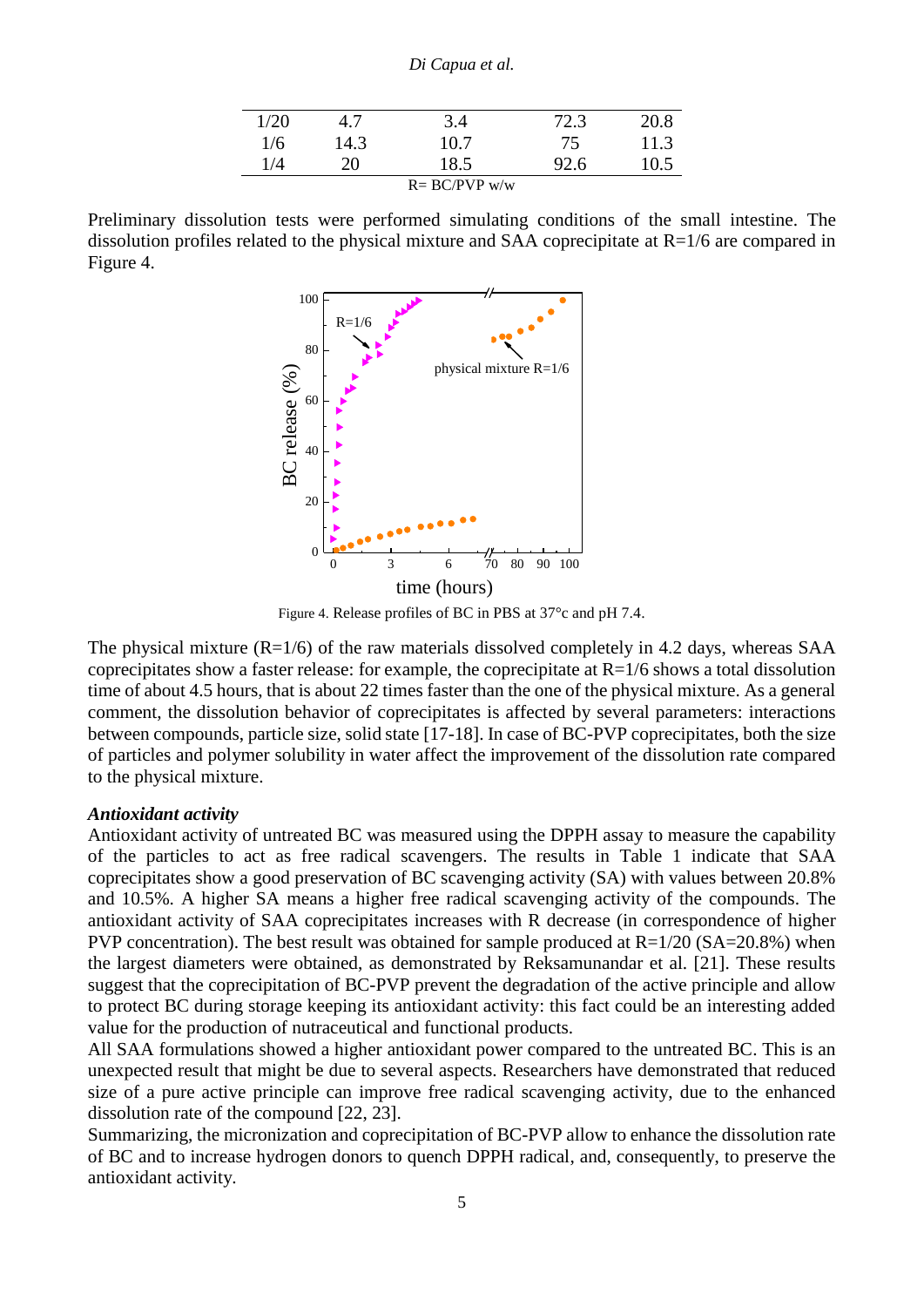| 1/20 | 4.7 | 3.4 | 72.3 | 20.8 |
|---|---|---|---|---|
| 1/6 | 14.3 | 10.7 | 75 | 11.3 |
| 1/4 | 20 | 18.5 | 92.6 | 10.5 |

R= BC/PVP w/w

Preliminary dissolution tests were performed simulating conditions of the small intestine. The dissolution profiles related to the physical mixture and SAA coprecipitate at R=1/6 are compared in Figure 4.

Figure 4. Release profiles of BC in PBS at 37°c and pH 7.4.

The physical mixture (R=1/6) of the raw materials dissolved completely in 4.2 days, whereas SAA coprecipitates show a faster release: for example, the coprecipitate at R=1/6 shows a total dissolution time of about 4.5 hours, that is about 22 times faster than the one of the physical mixture. As a general comment, the dissolution behavior of coprecipitates is affected by several parameters: interactions between compounds, particle size, solid state [17-18]. In case of BC-PVP coprecipitates, both the size of particles and polymer solubility in water affect the improvement of the dissolution rate compared to the physical mixture.

***Antioxidant activity***

Antioxidant activity of untreated BC was measured using the DPPH assay to measure the capability of the particles to act as free radical scavengers. The results in Table 1 indicate that SAA coprecipitates show a good preservation of BC scavenging activity (SA) with values between 20.8% and 10.5%. A higher SA means a higher free radical scavenging activity of the compounds. The antioxidant activity of SAA coprecipitates increases with R decrease (in correspondence of higher PVP concentration). The best result was obtained for sample produced at R=1/20 (SA=20.8%) when the largest diameters were obtained, as demonstrated by Reksamunandar et al. [21]. These results suggest that the coprecipitation of BC-PVP prevent the degradation of the active principle and allow to protect BC during storage keeping its antioxidant activity: this fact could be an interesting added value for the production of nutraceutical and functional products.

All SAA formulations showed a higher antioxidant power compared to the untreated BC. This is an unexpected result that might be due to several aspects. Researchers have demonstrated that reduced size of a pure active principle can improve free radical scavenging activity, due to the enhanced dissolution rate of the compound [22, 23].

Summarizing, the micronization and coprecipitation of BC-PVP allow to enhance the dissolution rate of BC and to increase hydrogen donors to quench DPPH radical, and, consequently, to preserve the antioxidant activity.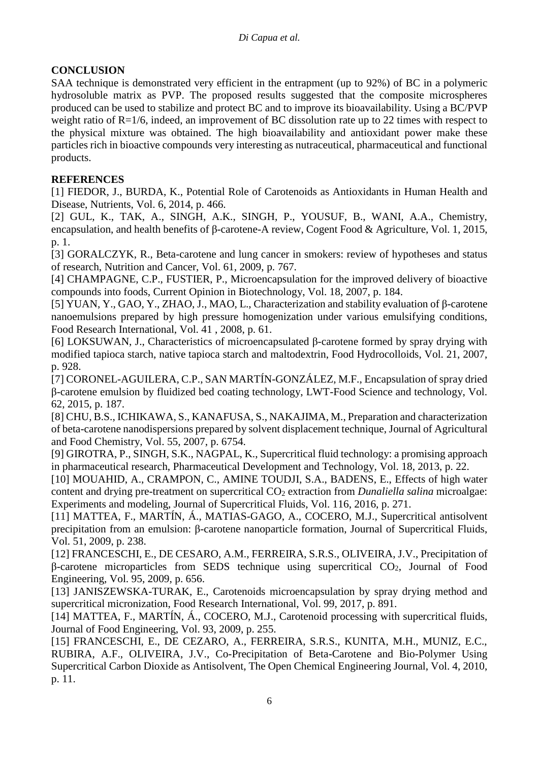## CONCLUSION

SAA technique is demonstrated very efficient in the entrapment (up to 92%) of BC in a polymeric hydrosoluble matrix as PVP. The proposed results suggested that the composite microspheres produced can be used to stabilize and protect BC and to improve its bioavailability. Using a BC/PVP weight ratio of R=1/6, indeed, an improvement of BC dissolution rate up to 22 times with respect to the physical mixture was obtained. The high bioavailability and antioxidant power make these particles rich in bioactive compounds very interesting as nutraceutical, pharmaceutical and functional products.

## REFERENCES

[1] FIEDOR, J., BURDA, K., Potential Role of Carotenoids as Antioxidants in Human Health and Disease, Nutrients, Vol. 6, 2014, p. 466.

[2] GUL, K., TAK, A., SINGH, A.K., SINGH, P., YOUSUF, B., WANI, A.A., Chemistry, encapsulation, and health benefits of β-carotene-A review, Cogent Food & Agriculture, Vol. 1, 2015, p. 1.

[3] GORALCZYK, R., Beta-carotene and lung cancer in smokers: review of hypotheses and status of research, Nutrition and Cancer, Vol. 61, 2009, p. 767.

[4] CHAMPAGNE, C.P., FUSTIER, P., Microencapsulation for the improved delivery of bioactive compounds into foods, Current Opinion in Biotechnology, Vol. 18, 2007, p. 184.

[5] YUAN, Y., GAO, Y., ZHAO, J., MAO, L., Characterization and stability evaluation of β-carotene nanoemulsions prepared by high pressure homogenization under various emulsifying conditions, Food Research International, Vol. 41 , 2008, p. 61.

[6] LOKSUWAN, J., Characteristics of microencapsulated β-carotene formed by spray drying with modified tapioca starch, native tapioca starch and maltodextrin, Food Hydrocolloids, Vol. 21, 2007, p. 928.

[7] CORONEL-AGUILERA, C.P., SAN MARTÍN-GONZÁLEZ, M.F., Encapsulation of spray dried β-carotene emulsion by fluidized bed coating technology, LWT-Food Science and technology, Vol. 62, 2015, p. 187.

[8] CHU, B.S., ICHIKAWA, S., KANAFUSA, S., NAKAJIMA, M., Preparation and characterization of beta-carotene nanodispersions prepared by solvent displacement technique, Journal of Agricultural and Food Chemistry, Vol. 55, 2007, p. 6754.

[9] GIROTRA, P., SINGH, S.K., NAGPAL, K., Supercritical fluid technology: a promising approach in pharmaceutical research, Pharmaceutical Development and Technology, Vol. 18, 2013, p. 22.

[10] MOUAHID, A., CRAMPON, C., AMINE TOUDJI, S.A., BADENS, E., Effects of high water content and drying pre-treatment on supercritical $CO_2$ extraction from *Dunaliella salina* microalgae: Experiments and modeling, Journal of Supercritical Fluids, Vol. 116, 2016, p. 271.

[11] MATTEA, F., MARTÍN, Á., MATIAS-GAGO, A., COCERO, M.J., Supercritical antisolvent precipitation from an emulsion: β-carotene nanoparticle formation, Journal of Supercritical Fluids, Vol. 51, 2009, p. 238.

[12] FRANCESCHI, E., DE CESARO, A.M., FERREIRA, S.R.S., OLIVEIRA, J.V., Precipitation of β-carotene microparticles from SEDS technique using supercritical $CO_2$, Journal of Food Engineering, Vol. 95, 2009, p. 656.

[13] JANISZEWSKA-TURAK, E., Carotenoids microencapsulation by spray drying method and supercritical micronization, Food Research International, Vol. 99, 2017, p. 891.

[14] MATTEA, F., MARTÍN, Á., COCERO, M.J., Carotenoid processing with supercritical fluids, Journal of Food Engineering, Vol. 93, 2009, p. 255.

[15] FRANCESCHI, E., DE CEZARO, A., FERREIRA, S.R.S., KUNITA, M.H., MUNIZ, E.C., RUBIRA, A.F., OLIVEIRA, J.V., Co-Precipitation of Beta-Carotene and Bio-Polymer Using Supercritical Carbon Dioxide as Antisolvent, The Open Chemical Engineering Journal, Vol. 4, 2010, p. 11.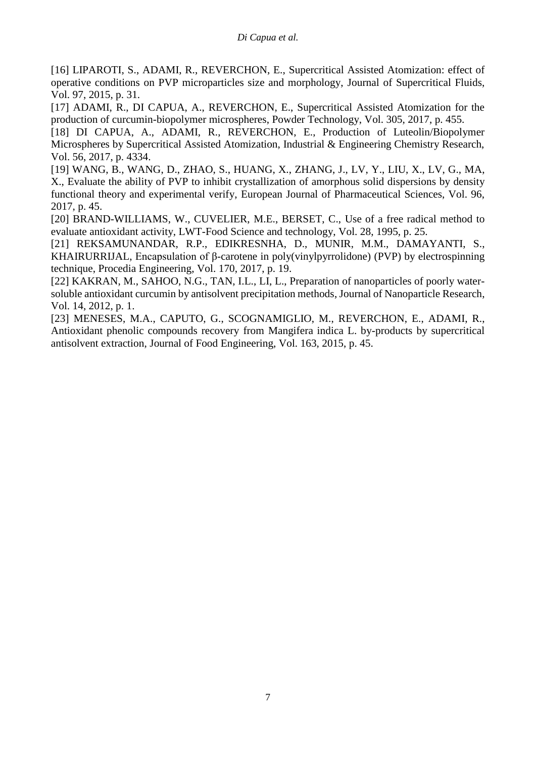[16] LIPAROTI, S., ADAMI, R., REVERCHON, E., Supercritical Assisted Atomization: effect of operative conditions on PVP microparticles size and morphology, Journal of Supercritical Fluids, Vol. 97, 2015, p. 31.

[17] ADAMI, R., DI CAPUA, A., REVERCHON, E., Supercritical Assisted Atomization for the production of curcumin-biopolymer microspheres, Powder Technology, Vol. 305, 2017, p. 455.

[18] DI CAPUA, A., ADAMI, R., REVERCHON, E., Production of Luteolin/Biopolymer Microspheres by Supercritical Assisted Atomization, Industrial & Engineering Chemistry Research, Vol. 56, 2017, p. 4334.

[19] WANG, B., WANG, D., ZHAO, S., HUANG, X., ZHANG, J., LV, Y., LIU, X., LV, G., MA, X., Evaluate the ability of PVP to inhibit crystallization of amorphous solid dispersions by density functional theory and experimental verify, European Journal of Pharmaceutical Sciences, Vol. 96, 2017, p. 45.

[20] BRAND-WILLIAMS, W., CUVELIER, M.E., BERSET, C., Use of a free radical method to evaluate antioxidant activity, LWT-Food Science and technology, Vol. 28, 1995, p. 25.

[21] REKSAMUNANDAR, R.P., EDIKRESNHA, D., MUNIR, M.M., DAMAYANTI, S., KHAIRURRIJAL, Encapsulation of β-carotene in poly(vinylpyrrolidone) (PVP) by electrospinning technique, Procedia Engineering, Vol. 170, 2017, p. 19.

[22] KAKRAN, M., SAHOO, N.G., TAN, I.L., LI, L., Preparation of nanoparticles of poorly water-soluble antioxidant curcumin by antisolvent precipitation methods, Journal of Nanoparticle Research, Vol. 14, 2012, p. 1.

[23] MENESES, M.A., CAPUTO, G., SCOGNAMIGLIO, M., REVERCHON, E., ADAMI, R., Antioxidant phenolic compounds recovery from Mangifera indica L. by-products by supercritical antisolvent extraction, Journal of Food Engineering, Vol. 163, 2015, p. 45.